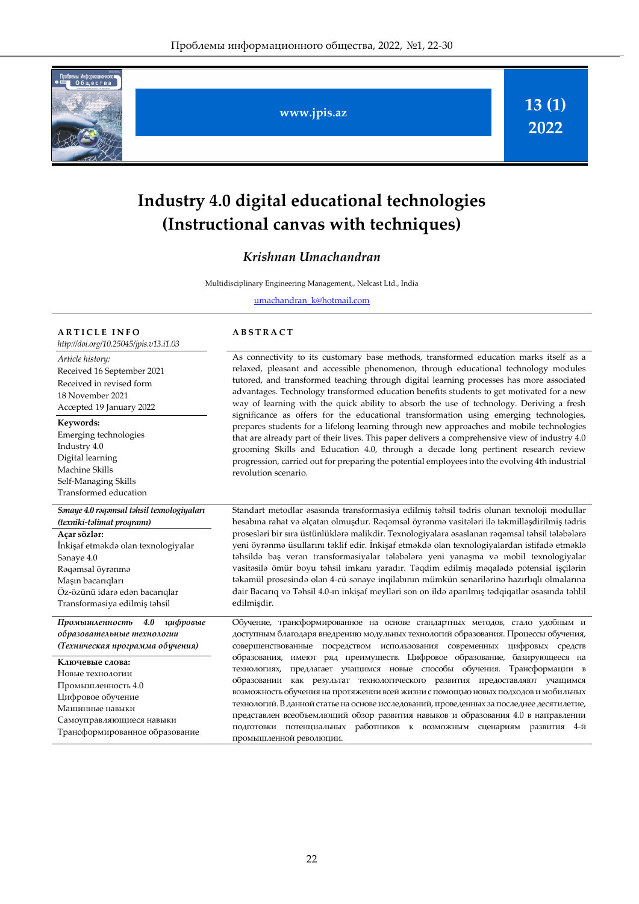# Industry 4.0 digital educational technologies (Instructional canvas with techniques)

## *Krishnan Umachandran*

Multidisciplinary Engineering Management,, Nelcast Ltd., India

umachandran_k@hotmail.com

**ARTICLE INFO**

*http://doi.org/10.25045/jpis.v13.i1.03*

*Article history:*
Received 16 September 2021
Received in revised form
18 November 2021
Accepted 19 January 2022

**Keywords:**
Emerging technologies
Industry 4.0
Digital learning
Machine Skills
Self-Managing Skills
Transformed education

**ABSTRACT**

As connectivity to its customary base methods, transformed education marks itself as a relaxed, pleasant and accessible phenomenon, through educational technology modules tutored, and transformed teaching through digital learning processes has more associated advantages. Technology transformed education benefits students to get motivated for a new way of learning with the quick ability to absorb the use of technology. Deriving a fresh significance as offers for the educational transformation using emerging technologies, prepares students for a lifelong learning through new approaches and mobile technologies that are already part of their lives. This paper delivers a comprehensive view of industry 4.0 grooming Skills and Education 4.0, through a decade long pertinent research review progression, carried out for preparing the potential employees into the evolving 4th industrial revolution scenario.

***Sənaye 4.0 rəqəmsal təhsil texnologiyaları (texniki-təlimat proqramı)***

**Açar sözlər:**
İnkişaf etməkdə olan texnologiyalar
Sənaye 4.0
Rəqəmsal öyrənmə
Maşın bacarıqları
Öz-özünü idarə edən bacarıqlar
Transformasiya edilmiş təhsil

Standart metodlar əsasında transformasiya edilmiş təhsil tədris olunan texnoloji modullar hesabına rahat və əlçatan olmuşdur. Rəqəmsal öyrənmə vasitələri ilə təkmilləşdirilmiş tədris prosesləri bir sıra üstünlüklərə malikdir. Texnologiyalara əsaslanan rəqəmsal təhsil tələbələrə yeni öyrənmə üsullarını təklif edir. İnkişaf etməkdə olan texnologiyalardan istifadə etməklə təhsildə baş verən transformasiyalar tələbələrə yeni yanaşma və mobil texnologiyalar vasitəsilə ömür boyu təhsil imkanı yaradır. Təqdim edilmiş məqalədə potensial işçilərin təkamül prosesində olan 4-cü sənaye inqilabının mümkün senarilərinə hazırlıqlı olmalarına dair Bacarıq və Təhsil 4.0-ın inkişaf meylləri son on ildə aparılmış tədqiqatlar əsasında təhlil edilmişdir.

***Промышленность 4.0 цифровые образовательные технологии (Техническая программа обучения)***

**Ключевые слова:**
Новые технологии
Промышленность 4.0
Цифровое обучение
Машинные навыки
Самоуправляющиеся навыки
Трансформированное образование

Обучение, трансформированное на основе стандартных методов, стало удобным и доступным благодаря внедрению модульных технологий образования. Процессы обучения, совершенствованные посредством использования современных цифровых средств образования, имеют ряд преимуществ. Цифровое образование, базирующееся на технологиях, предлагает учащимся новые способы обучения. Трансформации в образовании как результат технологического развития предоставляют учащимся возможность обучения на протяжении всей жизни с помощью новых подходов и мобильных технологий. В данной статье на основе исследований, проведенных за последнее десятилетие, представлен всеобъемлющий обзор развития навыков и образования 4.0 в направлении подготовки потенциальных работников к возможным сценариям развития 4-й промышленной революции.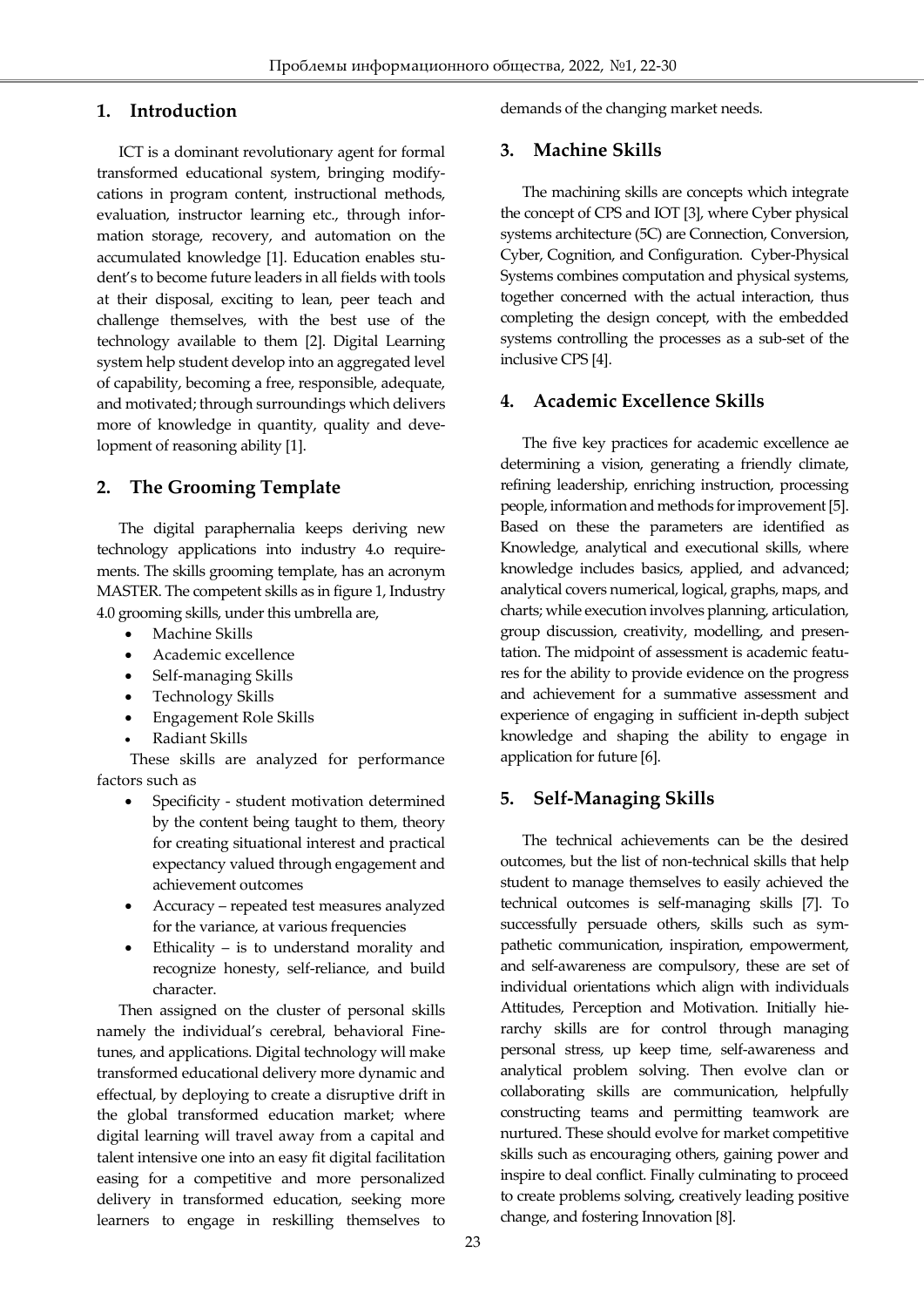## 1. Introduction

ICT is a dominant revolutionary agent for formal transformed educational system, bringing modifycations in program content, instructional methods, evaluation, instructor learning etc., through information storage, recovery, and automation on the accumulated knowledge [1]. Education enables student's to become future leaders in all fields with tools at their disposal, exciting to lean, peer teach and challenge themselves, with the best use of the technology available to them [2]. Digital Learning system help student develop into an aggregated level of capability, becoming a free, responsible, adequate, and motivated; through surroundings which delivers more of knowledge in quantity, quality and development of reasoning ability [1].

## 2. The Grooming Template

The digital paraphernalia keeps deriving new technology applications into industry 4.o requirements. The skills grooming template, has an acronym MASTER. The competent skills as in figure 1, Industry 4.0 grooming skills, under this umbrella are,

- Machine Skills
- Academic excellence
- Self-managing Skills
- Technology Skills
- Engagement Role Skills
- Radiant Skills

These skills are analyzed for performance factors such as

- Specificity - student motivation determined by the content being taught to them, theory for creating situational interest and practical expectancy valued through engagement and achievement outcomes
- Accuracy – repeated test measures analyzed for the variance, at various frequencies
- Ethicality – is to understand morality and recognize honesty, self-reliance, and build character.

Then assigned on the cluster of personal skills namely the individual's cerebral, behavioral Finetunes, and applications. Digital technology will make transformed educational delivery more dynamic and effectual, by deploying to create a disruptive drift in the global transformed education market; where digital learning will travel away from a capital and talent intensive one into an easy fit digital facilitation easing for a competitive and more personalized delivery in transformed education, seeking more learners to engage in reskilling themselves to demands of the changing market needs.

## 3. Machine Skills

The machining skills are concepts which integrate the concept of CPS and IOT [3], where Cyber physical systems architecture (5C) are Connection, Conversion, Cyber, Cognition, and Configuration. Cyber-Physical Systems combines computation and physical systems, together concerned with the actual interaction, thus completing the design concept, with the embedded systems controlling the processes as a sub-set of the inclusive CPS [4].

## 4. Academic Excellence Skills

The five key practices for academic excellence ae determining a vision, generating a friendly climate, refining leadership, enriching instruction, processing people, information and methods for improvement [5]. Based on these the parameters are identified as Knowledge, analytical and executional skills, where knowledge includes basics, applied, and advanced; analytical covers numerical, logical, graphs, maps, and charts; while execution involves planning, articulation, group discussion, creativity, modelling, and presentation. The midpoint of assessment is academic features for the ability to provide evidence on the progress and achievement for a summative assessment and experience of engaging in sufficient in-depth subject knowledge and shaping the ability to engage in application for future [6].

## 5. Self-Managing Skills

The technical achievements can be the desired outcomes, but the list of non-technical skills that help student to manage themselves to easily achieved the technical outcomes is self-managing skills [7]. To successfully persuade others, skills such as sympathetic communication, inspiration, empowerment, and self-awareness are compulsory, these are set of individual orientations which align with individuals Attitudes, Perception and Motivation. Initially hierarchy skills are for control through managing personal stress, up keep time, self-awareness and analytical problem solving. Then evolve clan or collaborating skills are communication, helpfully constructing teams and permitting teamwork are nurtured. These should evolve for market competitive skills such as encouraging others, gaining power and inspire to deal conflict. Finally culminating to proceed to create problems solving, creatively leading positive change, and fostering Innovation [8].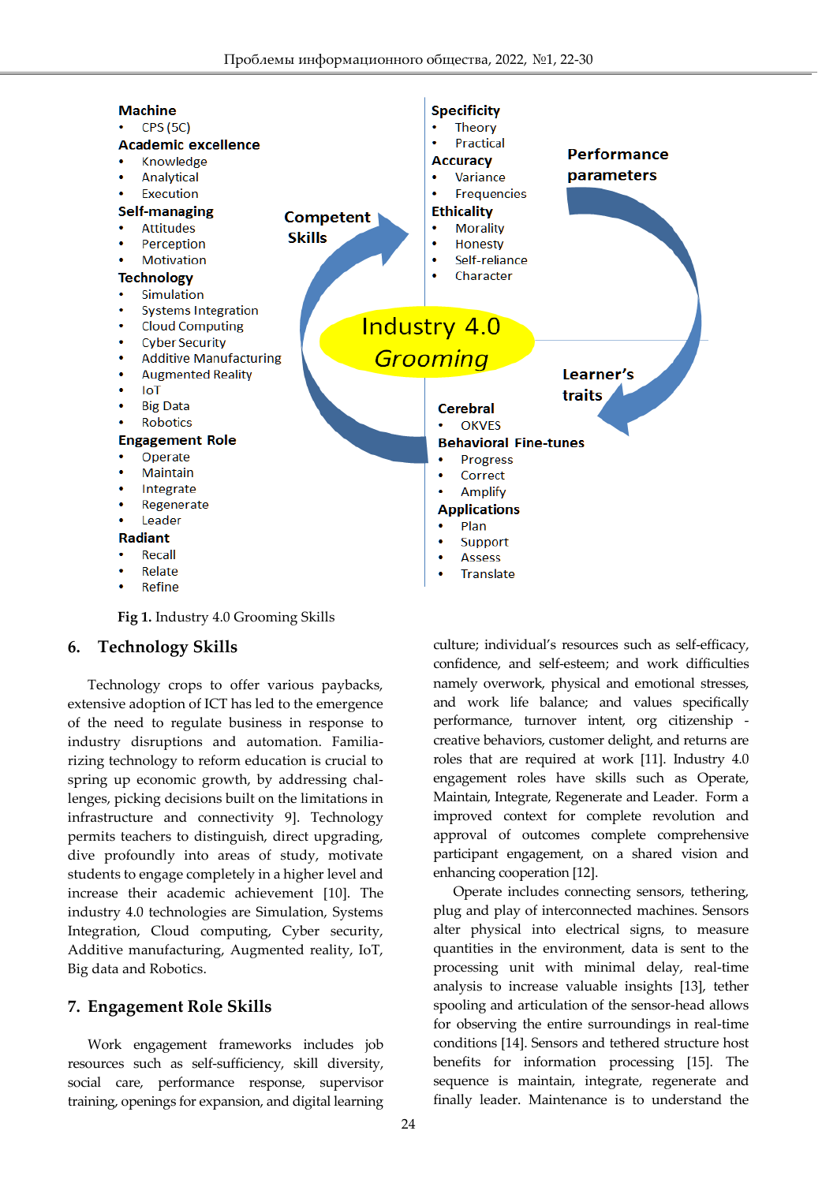Machine
- CPS (5C)

Academic excellence
- Knowledge
- Analytical
- Execution

Self-managing
- Attitudes
- Perception
- Motivation

Technology
- Simulation
- Systems Integration
- Cloud Computing
- Cyber Security
- Additive Manufacturing
- Augmented Reality
- IoT
- Big Data
- Robotics

Engagement Role
- Operate
- Maintain
- Integrate
- Regenerate
- Leader

Radiant
- Recall
- Relate
- Refine

Competent Skills

Industry 4.0 Grooming

Specificity
- Theory
- Practical

Accuracy
- Variance
- Frequencies

Ethicality
- Morality
- Honesty
- Self-reliance
- Character

Performance parameters

Learner's traits

Cerebral
- OKVES

Behavioral Fine-tunes
- Progress
- Correct
- Amplify

Applications
- Plan
- Support
- Assess
- Translate

**Fig 1.** Industry 4.0 Grooming Skills

## 6. Technology Skills

Technology crops to offer various paybacks, extensive adoption of ICT has led to the emergence of the need to regulate business in response to industry disruptions and automation. Familiarizing technology to reform education is crucial to spring up economic growth, by addressing challenges, picking decisions built on the limitations in infrastructure and connectivity 9]. Technology permits teachers to distinguish, direct upgrading, dive profoundly into areas of study, motivate students to engage completely in a higher level and increase their academic achievement [10]. The industry 4.0 technologies are Simulation, Systems Integration, Cloud computing, Cyber security, Additive manufacturing, Augmented reality, IoT, Big data and Robotics.

## 7. Engagement Role Skills

Work engagement frameworks includes job resources such as self-sufficiency, skill diversity, social care, performance response, supervisor training, openings for expansion, and digital learning culture; individual's resources such as self-efficacy, confidence, and self-esteem; and work difficulties namely overwork, physical and emotional stresses, and work life balance; and values specifically performance, turnover intent, org citizenship - creative behaviors, customer delight, and returns are roles that are required at work [11]. Industry 4.0 engagement roles have skills such as Operate, Maintain, Integrate, Regenerate and Leader. Form a improved context for complete revolution and approval of outcomes complete comprehensive participant engagement, on a shared vision and enhancing cooperation [12].

Operate includes connecting sensors, tethering, plug and play of interconnected machines. Sensors alter physical into electrical signs, to measure quantities in the environment, data is sent to the processing unit with minimal delay, real-time analysis to increase valuable insights [13], tether spooling and articulation of the sensor-head allows for observing the entire surroundings in real-time conditions [14]. Sensors and tethered structure host benefits for information processing [15]. The sequence is maintain, integrate, regenerate and finally leader. Maintenance is to understand the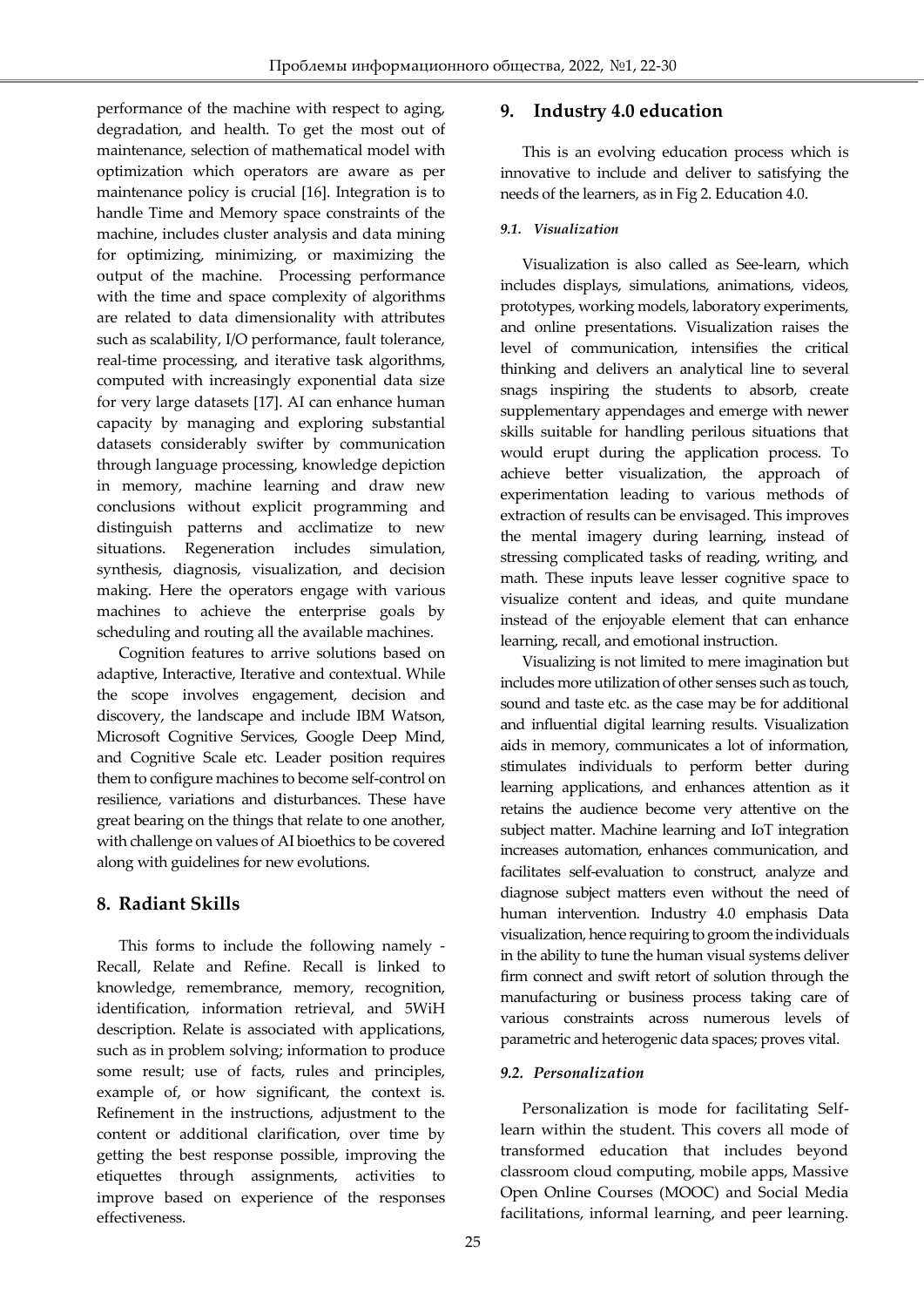performance of the machine with respect to aging, degradation, and health. To get the most out of maintenance, selection of mathematical model with optimization which operators are aware as per maintenance policy is crucial [16]. Integration is to handle Time and Memory space constraints of the machine, includes cluster analysis and data mining for optimizing, minimizing, or maximizing the output of the machine. Processing performance with the time and space complexity of algorithms are related to data dimensionality with attributes such as scalability, I/O performance, fault tolerance, real-time processing, and iterative task algorithms, computed with increasingly exponential data size for very large datasets [17]. AI can enhance human capacity by managing and exploring substantial datasets considerably swifter by communication through language processing, knowledge depiction in memory, machine learning and draw new conclusions without explicit programming and distinguish patterns and acclimatize to new situations. Regeneration includes simulation, synthesis, diagnosis, visualization, and decision making. Here the operators engage with various machines to achieve the enterprise goals by scheduling and routing all the available machines.

Cognition features to arrive solutions based on adaptive, Interactive, Iterative and contextual. While the scope involves engagement, decision and discovery, the landscape and include IBM Watson, Microsoft Cognitive Services, Google Deep Mind, and Cognitive Scale etc. Leader position requires them to configure machines to become self-control on resilience, variations and disturbances. These have great bearing on the things that relate to one another, with challenge on values of AI bioethics to be covered along with guidelines for new evolutions.

## 8. Radiant Skills

This forms to include the following namely - Recall, Relate and Refine. Recall is linked to knowledge, remembrance, memory, recognition, identification, information retrieval, and 5WiH description. Relate is associated with applications, such as in problem solving; information to produce some result; use of facts, rules and principles, example of, or how significant, the context is. Refinement in the instructions, adjustment to the content or additional clarification, over time by getting the best response possible, improving the etiquettes through assignments, activities to improve based on experience of the responses effectiveness.

## 9. Industry 4.0 education

This is an evolving education process which is innovative to include and deliver to satisfying the needs of the learners, as in Fig 2. Education 4.0.

### *9.1. Visualization*

Visualization is also called as See-learn, which includes displays, simulations, animations, videos, prototypes, working models, laboratory experiments, and online presentations. Visualization raises the level of communication, intensifies the critical thinking and delivers an analytical line to several snags inspiring the students to absorb, create supplementary appendages and emerge with newer skills suitable for handling perilous situations that would erupt during the application process. To achieve better visualization, the approach of experimentation leading to various methods of extraction of results can be envisaged. This improves the mental imagery during learning, instead of stressing complicated tasks of reading, writing, and math. These inputs leave lesser cognitive space to visualize content and ideas, and quite mundane instead of the enjoyable element that can enhance learning, recall, and emotional instruction.

Visualizing is not limited to mere imagination but includes more utilization of other senses such as touch, sound and taste etc. as the case may be for additional and influential digital learning results. Visualization aids in memory, communicates a lot of information, stimulates individuals to perform better during learning applications, and enhances attention as it retains the audience become very attentive on the subject matter. Machine learning and IoT integration increases automation, enhances communication, and facilitates self-evaluation to construct, analyze and diagnose subject matters even without the need of human intervention. Industry 4.0 emphasis Data visualization, hence requiring to groom the individuals in the ability to tune the human visual systems deliver firm connect and swift retort of solution through the manufacturing or business process taking care of various constraints across numerous levels of parametric and heterogenic data spaces; proves vital.

### *9.2. Personalization*

Personalization is mode for facilitating Self-learn within the student. This covers all mode of transformed education that includes beyond classroom cloud computing, mobile apps, Massive Open Online Courses (MOOC) and Social Media facilitations, informal learning, and peer learning.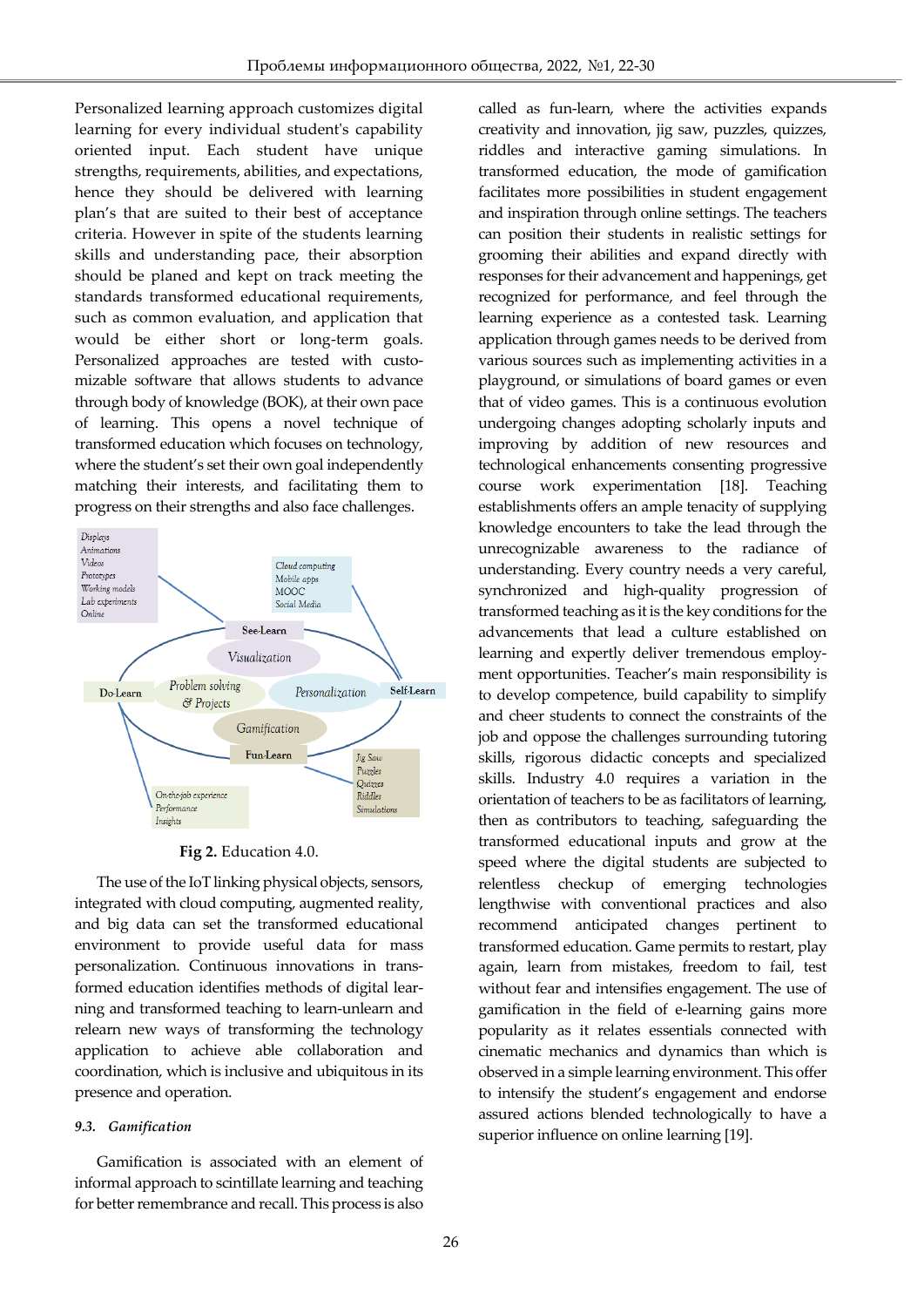Personalized learning approach customizes digital learning for every individual student's capability oriented input. Each student have unique strengths, requirements, abilities, and expectations, hence they should be delivered with learning plan's that are suited to their best of acceptance criteria. However in spite of the students learning skills and understanding pace, their absorption should be planed and kept on track meeting the standards transformed educational requirements, such as common evaluation, and application that would be either short or long-term goals. Personalized approaches are tested with customizable software that allows students to advance through body of knowledge (BOK), at their own pace of learning. This opens a novel technique of transformed education which focuses on technology, where the student's set their own goal independently matching their interests, and facilitating them to progress on their strengths and also face challenges.

Displays
Animations
Videos
Prototypes
Working models
Lab experiments
Online

Cloud computing
Mobile apps
MOOC
Social Media

See-Learn

Visualization

Do-Learn

Problem solving & Projects

Personalization

Self-Learn

Gamification

Fun-Learn

Jig Saw
Puzzles
Quizzes
Riddles
Simulations

On-the-job experience
Performance
Insights

**Fig 2.** Education 4.0.

The use of the IoT linking physical objects, sensors, integrated with cloud computing, augmented reality, and big data can set the transformed educational environment to provide useful data for mass personalization. Continuous innovations in transformed education identifies methods of digital learning and transformed teaching to learn-unlearn and relearn new ways of transforming the technology application to achieve able collaboration and coordination, which is inclusive and ubiquitous in its presence and operation.

### *9.3. Gamification*

Gamification is associated with an element of informal approach to scintillate learning and teaching for better remembrance and recall. This process is also called as fun-learn, where the activities expands creativity and innovation, jig saw, puzzles, quizzes, riddles and interactive gaming simulations. In transformed education, the mode of gamification facilitates more possibilities in student engagement and inspiration through online settings. The teachers can position their students in realistic settings for grooming their abilities and expand directly with responses for their advancement and happenings, get recognized for performance, and feel through the learning experience as a contested task. Learning application through games needs to be derived from various sources such as implementing activities in a playground, or simulations of board games or even that of video games. This is a continuous evolution undergoing changes adopting scholarly inputs and improving by addition of new resources and technological enhancements consenting progressive course work experimentation [18]. Teaching establishments offers an ample tenacity of supplying knowledge encounters to take the lead through the unrecognizable awareness to the radiance of understanding. Every country needs a very careful, synchronized and high-quality progression of transformed teaching as it is the key conditions for the advancements that lead a culture established on learning and expertly deliver tremendous employment opportunities. Teacher's main responsibility is to develop competence, build capability to simplify and cheer students to connect the constraints of the job and oppose the challenges surrounding tutoring skills, rigorous didactic concepts and specialized skills. Industry 4.0 requires a variation in the orientation of teachers to be as facilitators of learning, then as contributors to teaching, safeguarding the transformed educational inputs and grow at the speed where the digital students are subjected to relentless checkup of emerging technologies lengthwise with conventional practices and also recommend anticipated changes pertinent to transformed education. Game permits to restart, play again, learn from mistakes, freedom to fail, test without fear and intensifies engagement. The use of gamification in the field of e-learning gains more popularity as it relates essentials connected with cinematic mechanics and dynamics than which is observed in a simple learning environment. This offer to intensify the student's engagement and endorse assured actions blended technologically to have a superior influence on online learning [19].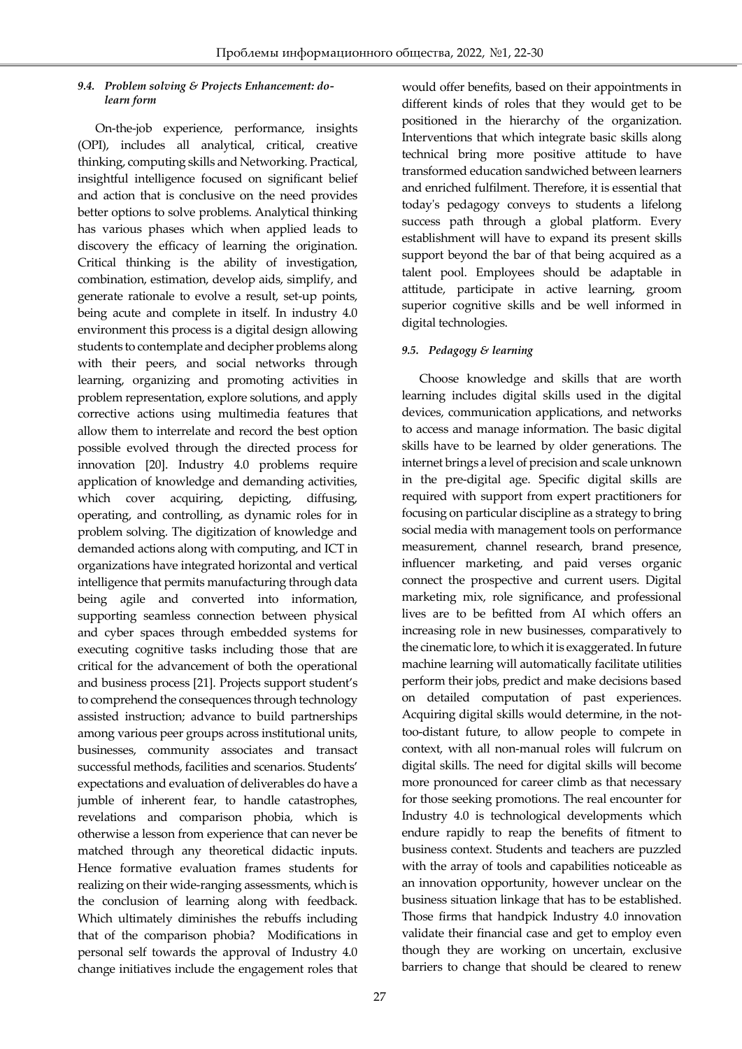### 9.4. *Problem solving & Projects Enhancement: do-learn form*

On-the-job experience, performance, insights (OPI), includes all analytical, critical, creative thinking, computing skills and Networking. Practical, insightful intelligence focused on significant belief and action that is conclusive on the need provides better options to solve problems. Analytical thinking has various phases which when applied leads to discovery the efficacy of learning the origination. Critical thinking is the ability of investigation, combination, estimation, develop aids, simplify, and generate rationale to evolve a result, set-up points, being acute and complete in itself. In industry 4.0 environment this process is a digital design allowing students to contemplate and decipher problems along with their peers, and social networks through learning, organizing and promoting activities in problem representation, explore solutions, and apply corrective actions using multimedia features that allow them to interrelate and record the best option possible evolved through the directed process for innovation [20]. Industry 4.0 problems require application of knowledge and demanding activities, which cover acquiring, depicting, diffusing, operating, and controlling, as dynamic roles for in problem solving. The digitization of knowledge and demanded actions along with computing, and ICT in organizations have integrated horizontal and vertical intelligence that permits manufacturing through data being agile and converted into information, supporting seamless connection between physical and cyber spaces through embedded systems for executing cognitive tasks including those that are critical for the advancement of both the operational and business process [21]. Projects support student's to comprehend the consequences through technology assisted instruction; advance to build partnerships among various peer groups across institutional units, businesses, community associates and transact successful methods, facilities and scenarios. Students' expectations and evaluation of deliverables do have a jumble of inherent fear, to handle catastrophes, revelations and comparison phobia, which is otherwise a lesson from experience that can never be matched through any theoretical didactic inputs. Hence formative evaluation frames students for realizing on their wide-ranging assessments, which is the conclusion of learning along with feedback. Which ultimately diminishes the rebuffs including that of the comparison phobia? Modifications in personal self towards the approval of Industry 4.0 change initiatives include the engagement roles that would offer benefits, based on their appointments in different kinds of roles that they would get to be positioned in the hierarchy of the organization. Interventions that which integrate basic skills along technical bring more positive attitude to have transformed education sandwiched between learners and enriched fulfilment. Therefore, it is essential that today's pedagogy conveys to students a lifelong success path through a global platform. Every establishment will have to expand its present skills support beyond the bar of that being acquired as a talent pool. Employees should be adaptable in attitude, participate in active learning, groom superior cognitive skills and be well informed in digital technologies.

### 9.5. *Pedagogy & learning*

Choose knowledge and skills that are worth learning includes digital skills used in the digital devices, communication applications, and networks to access and manage information. The basic digital skills have to be learned by older generations. The internet brings a level of precision and scale unknown in the pre-digital age. Specific digital skills are required with support from expert practitioners for focusing on particular discipline as a strategy to bring social media with management tools on performance measurement, channel research, brand presence, influencer marketing, and paid verses organic connect the prospective and current users. Digital marketing mix, role significance, and professional lives are to be befitted from AI which offers an increasing role in new businesses, comparatively to the cinematic lore, to which it is exaggerated. In future machine learning will automatically facilitate utilities perform their jobs, predict and make decisions based on detailed computation of past experiences. Acquiring digital skills would determine, in the not-too-distant future, to allow people to compete in context, with all non-manual roles will fulcrum on digital skills. The need for digital skills will become more pronounced for career climb as that necessary for those seeking promotions. The real encounter for Industry 4.0 is technological developments which endure rapidly to reap the benefits of fitment to business context. Students and teachers are puzzled with the array of tools and capabilities noticeable as an innovation opportunity, however unclear on the business situation linkage that has to be established. Those firms that handpick Industry 4.0 innovation validate their financial case and get to employ even though they are working on uncertain, exclusive barriers to change that should be cleared to renew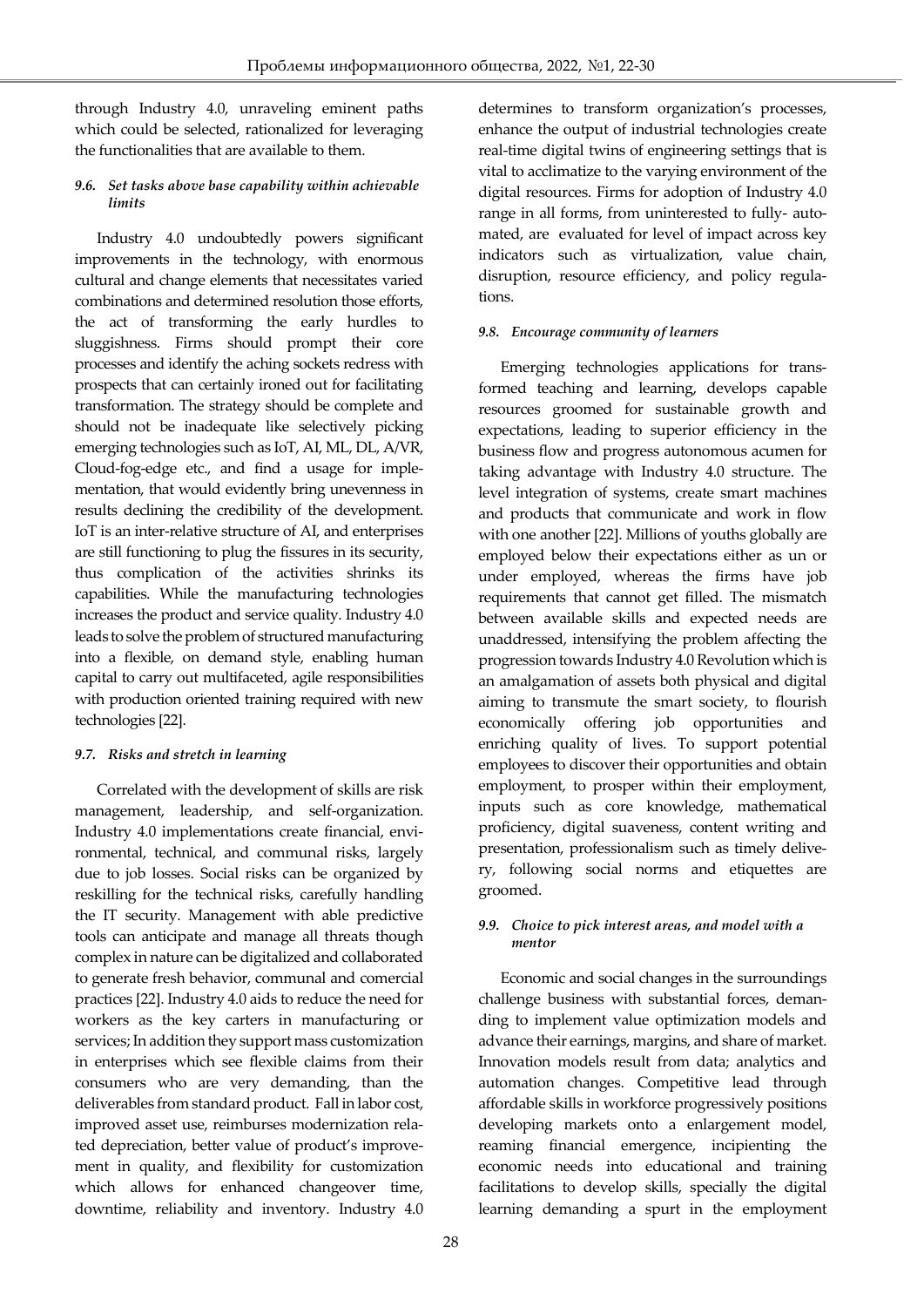through Industry 4.0, unraveling eminent paths which could be selected, rationalized for leveraging the functionalities that are available to them.

### *9.6. Set tasks above base capability within achievable limits*

Industry 4.0 undoubtedly powers significant improvements in the technology, with enormous cultural and change elements that necessitates varied combinations and determined resolution those efforts, the act of transforming the early hurdles to sluggishness. Firms should prompt their core processes and identify the aching sockets redress with prospects that can certainly ironed out for facilitating transformation. The strategy should be complete and should not be inadequate like selectively picking emerging technologies such as IoT, AI, ML, DL, A/VR, Cloud-fog-edge etc., and find a usage for implementation, that would evidently bring unevenness in results declining the credibility of the development. IoT is an inter-relative structure of AI, and enterprises are still functioning to plug the fissures in its security, thus complication of the activities shrinks its capabilities. While the manufacturing technologies increases the product and service quality. Industry 4.0 leads to solve the problem of structured manufacturing into a flexible, on demand style, enabling human capital to carry out multifaceted, agile responsibilities with production oriented training required with new technologies [22].

### *9.7. Risks and stretch in learning*

Correlated with the development of skills are risk management, leadership, and self-organization. Industry 4.0 implementations create financial, environmental, technical, and communal risks, largely due to job losses. Social risks can be organized by reskilling for the technical risks, carefully handling the IT security. Management with able predictive tools can anticipate and manage all threats though complex in nature can be digitalized and collaborated to generate fresh behavior, communal and comercial practices [22]. Industry 4.0 aids to reduce the need for workers as the key carters in manufacturing or services; In addition they support mass customization in enterprises which see flexible claims from their consumers who are very demanding, than the deliverables from standard product. Fall in labor cost, improved asset use, reimburses modernization related depreciation, better value of product's improvement in quality, and flexibility for customization which allows for enhanced changeover time, downtime, reliability and inventory. Industry 4.0 determines to transform organization's processes, enhance the output of industrial technologies create real-time digital twins of engineering settings that is vital to acclimatize to the varying environment of the digital resources. Firms for adoption of Industry 4.0 range in all forms, from uninterested to fully- automated, are evaluated for level of impact across key indicators such as virtualization, value chain, disruption, resource efficiency, and policy regulations.

### *9.8. Encourage community of learners*

Emerging technologies applications for transformed teaching and learning, develops capable resources groomed for sustainable growth and expectations, leading to superior efficiency in the business flow and progress autonomous acumen for taking advantage with Industry 4.0 structure. The level integration of systems, create smart machines and products that communicate and work in flow with one another [22]. Millions of youths globally are employed below their expectations either as un or under employed, whereas the firms have job requirements that cannot get filled. The mismatch between available skills and expected needs are unaddressed, intensifying the problem affecting the progression towards Industry 4.0 Revolution which is an amalgamation of assets both physical and digital aiming to transmute the smart society, to flourish economically offering job opportunities and enriching quality of lives. To support potential employees to discover their opportunities and obtain employment, to prosper within their employment, inputs such as core knowledge, mathematical proficiency, digital suaveness, content writing and presentation, professionalism such as timely delivery, following social norms and etiquettes are groomed.

### *9.9. Choice to pick interest areas, and model with a mentor*

Economic and social changes in the surroundings challenge business with substantial forces, demanding to implement value optimization models and advance their earnings, margins, and share of market. Innovation models result from data; analytics and automation changes. Competitive lead through affordable skills in workforce progressively positions developing markets onto a enlargement model, reaming financial emergence, incipienting the economic needs into educational and training facilitations to develop skills, specially the digital learning demanding a spurt in the employment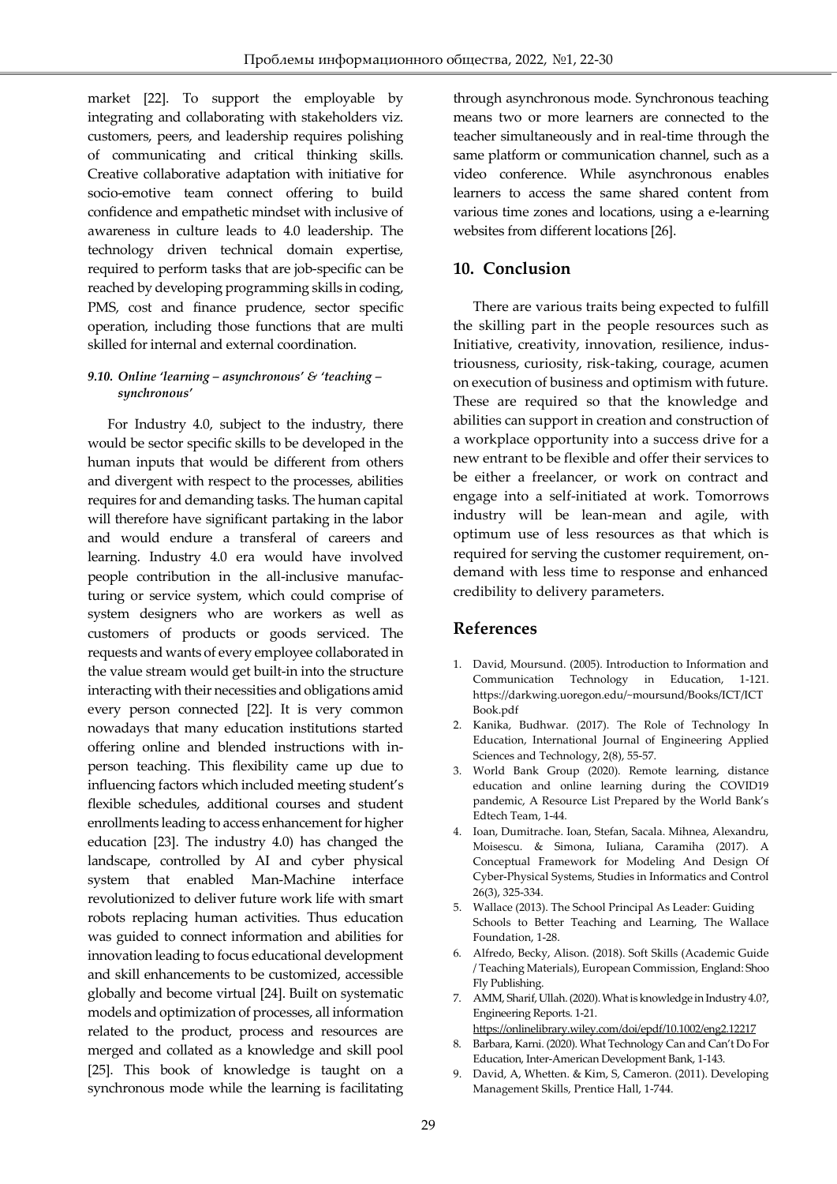market [22]. To support the employable by integrating and collaborating with stakeholders viz. customers, peers, and leadership requires polishing of communicating and critical thinking skills. Creative collaborative adaptation with initiative for socio-emotive team connect offering to build confidence and empathetic mindset with inclusive of awareness in culture leads to 4.0 leadership. The technology driven technical domain expertise, required to perform tasks that are job-specific can be reached by developing programming skills in coding, PMS, cost and finance prudence, sector specific operation, including those functions that are multi skilled for internal and external coordination.

#### *9.10. Online 'learning – asynchronous' & 'teaching – synchronous'*

For Industry 4.0, subject to the industry, there would be sector specific skills to be developed in the human inputs that would be different from others and divergent with respect to the processes, abilities requires for and demanding tasks. The human capital will therefore have significant partaking in the labor and would endure a transferal of careers and learning. Industry 4.0 era would have involved people contribution in the all-inclusive manufacturing or service system, which could comprise of system designers who are workers as well as customers of products or goods serviced. The requests and wants of every employee collaborated in the value stream would get built-in into the structure interacting with their necessities and obligations amid every person connected [22]. It is very common nowadays that many education institutions started offering online and blended instructions with in-person teaching. This flexibility came up due to influencing factors which included meeting student's flexible schedules, additional courses and student enrollments leading to access enhancement for higher education [23]. The industry 4.0) has changed the landscape, controlled by AI and cyber physical system that enabled Man-Machine interface revolutionized to deliver future work life with smart robots replacing human activities. Thus education was guided to connect information and abilities for innovation leading to focus educational development and skill enhancements to be customized, accessible globally and become virtual [24]. Built on systematic models and optimization of processes, all information related to the product, process and resources are merged and collated as a knowledge and skill pool [25]. This book of knowledge is taught on a synchronous mode while the learning is facilitating through asynchronous mode. Synchronous teaching means two or more learners are connected to the teacher simultaneously and in real-time through the same platform or communication channel, such as a video conference. While asynchronous enables learners to access the same shared content from various time zones and locations, using a e-learning websites from different locations [26].

## 10. Conclusion

There are various traits being expected to fulfill the skilling part in the people resources such as Initiative, creativity, innovation, resilience, industriousness, curiosity, risk-taking, courage, acumen on execution of business and optimism with future. These are required so that the knowledge and abilities can support in creation and construction of a workplace opportunity into a success drive for a new entrant to be flexible and offer their services to be either a freelancer, or work on contract and engage into a self-initiated at work. Tomorrows industry will be lean-mean and agile, with optimum use of less resources as that which is required for serving the customer requirement, on-demand with less time to response and enhanced credibility to delivery parameters.

## References

1. David, Moursund. (2005). Introduction to Information and Communication Technology in Education, 1-121. https://darkwing.uoregon.edu/~moursund/Books/ICT/ICTBook.pdf
2. Kanika, Budhwar. (2017). The Role of Technology In Education, International Journal of Engineering Applied Sciences and Technology, 2(8), 55-57.
3. World Bank Group (2020). Remote learning, distance education and online learning during the COVID19 pandemic, A Resource List Prepared by the World Bank's Edtech Team, 1-44.
4. Ioan, Dumitrache. Ioan, Stefan, Sacala. Mihnea, Alexandru, Moisescu. & Simona, Iuliana, Caramiha (2017). A Conceptual Framework for Modeling And Design Of Cyber-Physical Systems, Studies in Informatics and Control 26(3), 325-334.
5. Wallace (2013). The School Principal As Leader: Guiding Schools to Better Teaching and Learning, The Wallace Foundation, 1-28.
6. Alfredo, Becky, Alison. (2018). Soft Skills (Academic Guide / Teaching Materials), European Commission, England: Shoo Fly Publishing.
7. AMM, Sharif, Ullah. (2020). What is knowledge in Industry 4.0?, Engineering Reports. 1-21. https://onlinelibrary.wiley.com/doi/epdf/10.1002/eng2.12217
8. Barbara, Karni. (2020). What Technology Can and Can't Do For Education, Inter-American Development Bank, 1-143.
9. David, A, Whetten. & Kim, S, Cameron. (2011). Developing Management Skills, Prentice Hall, 1-744.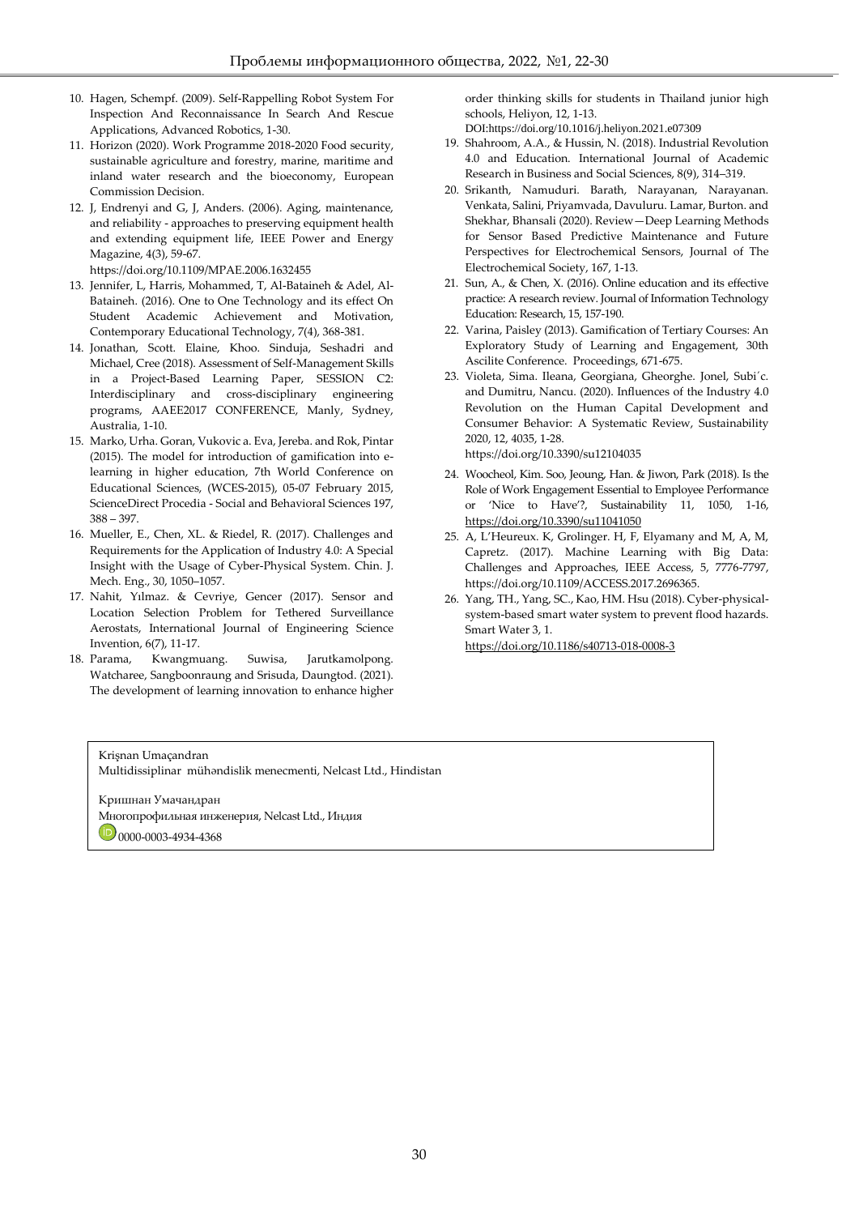10. Hagen, Schempf. (2009). Self-Rappelling Robot System For Inspection And Reconnaissance In Search And Rescue Applications, Advanced Robotics, 1-30.
11. Horizon (2020). Work Programme 2018-2020 Food security, sustainable agriculture and forestry, marine, maritime and inland water research and the bioeconomy, European Commission Decision.
12. J, Endrenyi and G, J, Anders. (2006). Aging, maintenance, and reliability - approaches to preserving equipment health and extending equipment life, IEEE Power and Energy Magazine, 4(3), 59-67. https://doi.org/10.1109/MPAE.2006.1632455
13. Jennifer, L, Harris, Mohammed, T, Al-Bataineh & Adel, Al-Bataineh. (2016). One to One Technology and its effect On Student Academic Achievement and Motivation, Contemporary Educational Technology, 7(4), 368-381.
14. Jonathan, Scott. Elaine, Khoo. Sinduja, Seshadri and Michael, Cree (2018). Assessment of Self-Management Skills in a Project-Based Learning Paper, SESSION C2: Interdisciplinary and cross-disciplinary engineering programs, AAEE2017 CONFERENCE, Manly, Sydney, Australia, 1-10.
15. Marko, Urha. Goran, Vukovic a. Eva, Jereba. and Rok, Pintar (2015). The model for introduction of gamification into e-learning in higher education, 7th World Conference on Educational Sciences, (WCES-2015), 05-07 February 2015, ScienceDirect Procedia - Social and Behavioral Sciences 197, 388 – 397.
16. Mueller, E., Chen, XL. & Riedel, R. (2017). Challenges and Requirements for the Application of Industry 4.0: A Special Insight with the Usage of Cyber-Physical System. Chin. J. Mech. Eng., 30, 1050–1057.
17. Nahit, Yılmaz. & Cevriye, Gencer (2017). Sensor and Location Selection Problem for Tethered Surveillance Aerostats, International Journal of Engineering Science Invention, 6(7), 11-17.
18. Parama, Kwangmuang. Suwisa, Jarutkamolpong. Watcharee, Sangboonraung and Srisuda, Daungtod. (2021). The development of learning innovation to enhance higher order thinking skills for students in Thailand junior high schools, Heliyon, 12, 1-13. DOI:https://doi.org/10.1016/j.heliyon.2021.e07309
19. Shahroom, A.A., & Hussin, N. (2018). Industrial Revolution 4.0 and Education. International Journal of Academic Research in Business and Social Sciences, 8(9), 314–319.
20. Srikanth, Namuduri. Barath, Narayanan, Narayanan. Venkata, Salini, Priyamvada, Davuluru. Lamar, Burton. and Shekhar, Bhansali (2020). Review—Deep Learning Methods for Sensor Based Predictive Maintenance and Future Perspectives for Electrochemical Sensors, Journal of The Electrochemical Society, 167, 1-13.
21. Sun, A., & Chen, X. (2016). Online education and its effective practice: A research review. Journal of Information Technology Education: Research, 15, 157-190.
22. Varina, Paisley (2013). Gamification of Tertiary Courses: An Exploratory Study of Learning and Engagement, 30th Ascilite Conference. Proceedings, 671-675.
23. Violeta, Sima. Ileana, Georgiana, Gheorghe. Jonel, Subi´c. and Dumitru, Nancu. (2020). Influences of the Industry 4.0 Revolution on the Human Capital Development and Consumer Behavior: A Systematic Review, Sustainability 2020, 12, 4035, 1-28. https://doi.org/10.3390/su12104035
24. Woocheol, Kim. Soo, Jeoung, Han. & Jiwon, Park (2018). Is the Role of Work Engagement Essential to Employee Performance or 'Nice to Have'?, Sustainability 11, 1050, 1-16, https://doi.org/10.3390/su11041050
25. A, L'Heureux. K, Grolinger. H, F, Elyamany and M, A, M, Capretz. (2017). Machine Learning with Big Data: Challenges and Approaches, IEEE Access, 5, 7776-7797, https://doi.org/10.1109/ACCESS.2017.2696365.
26. Yang, TH., Yang, SC., Kao, HM. Hsu (2018). Cyber-physical-system-based smart water system to prevent flood hazards. Smart Water 3, 1. https://doi.org/10.1186/s40713-018-0008-3

Krişnan Umaçandran
Multidissiplinar mühəndislik menecmenti, Nelcast Ltd., Hindistan

Кришнан Умачандран
Многопрофильная инженерия, Nelcast Ltd., Индия
0000-0003-4934-4368